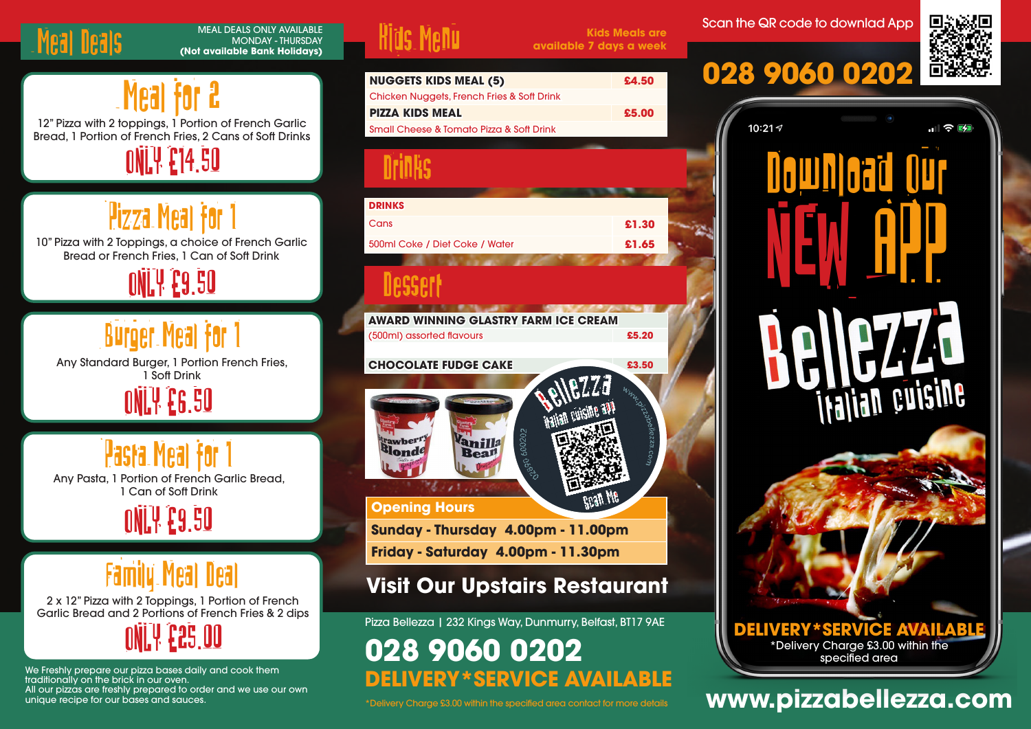# Meal Deals

MEAL DEALS ONLY AVAILABLE MONDAY - THURSDAY **(Not available Bank Holidays)**

## Meal for 2

12" Pizza with 2 toppings, 1 Portion of French Garlic Bread, 1 Portion of French Fries, 2 Cans of Soft Drinks

**ONLY £14.50**

## Pizza Meal for 1

10" Pizza with 2 Toppings, a choice of French Garlic Bread or French Fries, 1 Can of Soft Drink

**ONLY £9.50**

## Burger Meal for 1

Any Standard Burger, 1 Portion French Fries, 1 Soft Drink

**ONLY £6.50**

## Pasta Meal for 1

Any Pasta, 1 Portion of French Garlic Bread, 1 Can of Soft Drink

**ONLY £9.50**

## Family Meal Deal

2 x 12" Pizza with 2 Toppings, 1 Portion of French Garlic Bread and 2 Portions of French Fries & 2 dips

**ONLY £25.00**

We Freshly prepare our pizza bases daily and cook them traditionally on the brick in our oven.
All our pizzas are freshly prepared to order and we use our own unique recipe for our bases and sauces.

# Kids Menu

Kids Meals are available 7 days a week

| | |
|---|---|
| **NUGGETS KIDS MEAL (5)** | **£4.50** |
| Chicken Nuggets, French Fries & Soft Drink | |
| **PIZZA KIDS MEAL** | **£5.00** |
| Small Cheese & Tomato Pizza & Soft Drink | |

# Drinks

| **DRINKS** | |
|---|---|
| Cans | **£1.30** |
| 500ml Coke / Diet Coke / Water | **£1.65** |

# Dessert

| | |
|---|---|
| **AWARD WINNING GLASTRY FARM ICE CREAM** | |
| (500ml) assorted flavours | **£5.20** |
| **CHOCOLATE FUDGE CAKE** | **£3.50** |

Bellezza italian cuisine app – www.pizzabellezza.com – 028 9060 0202 – Scan Me

## Opening Hours

| | |
|---|---|
| **Sunday - Thursday** | **4.00pm - 11.00pm** |
| **Friday - Saturday** | **4.00pm - 11.30pm** |

## Visit Our Upstairs Restaurant

Pizza Bellezza | 232 Kings Way, Dunmurry, Belfast, BT17 9AE

**028 9060 0202**

**DELIVERY*SERVICE AVAILABLE**

*Delivery Charge £3.00 within the specified area contact for more details

Scan the QR code to download App

**028 9060 0202**

# Download Our NEW APP

# Bellezza italian cuisine

**DELIVERY*SERVICE AVAILABLE**

*Delivery Charge £3.00 within the specified area

**www.pizzabellezza.com**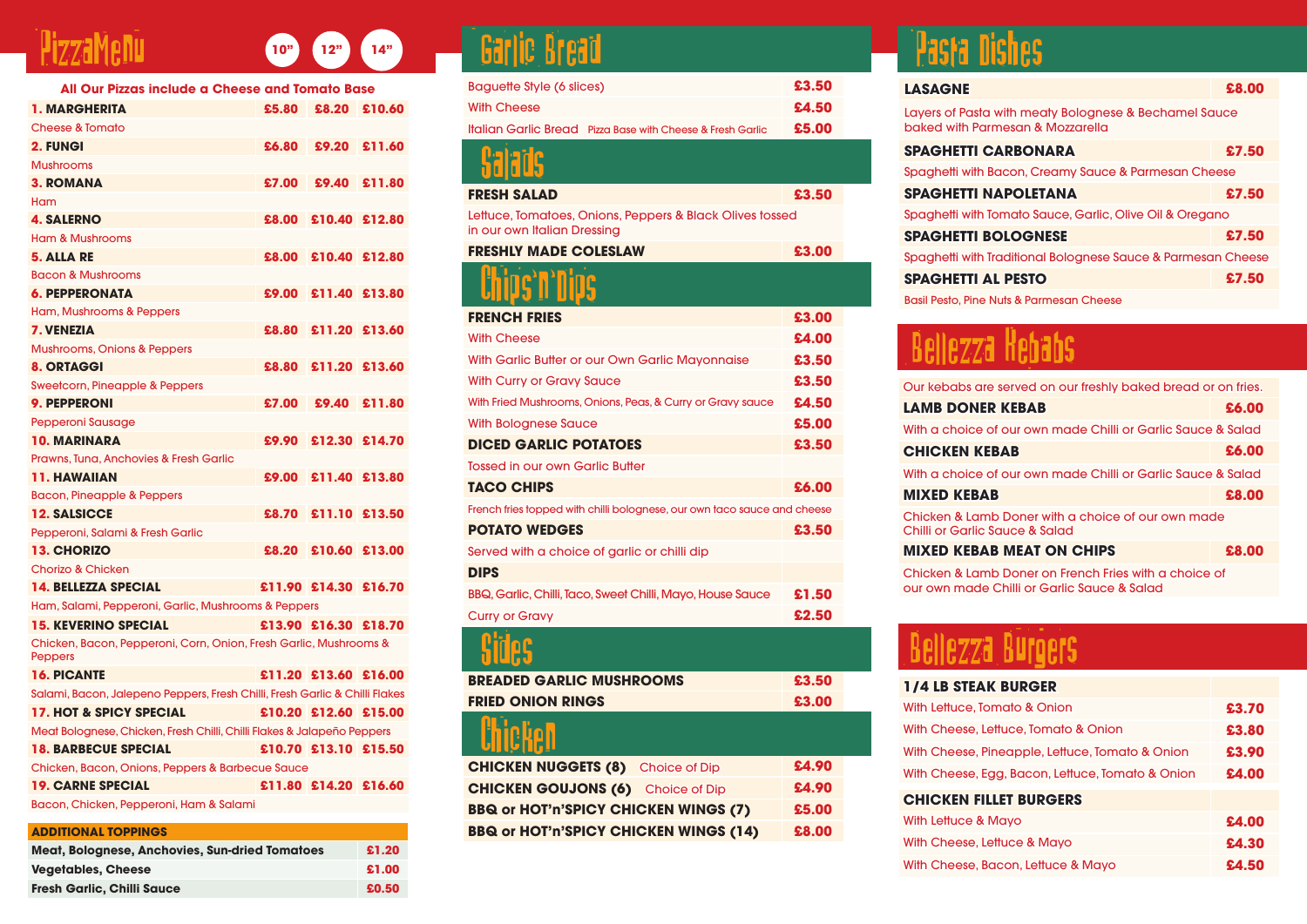# Pizza Menu

**All Our Pizzas include a Cheese and Tomato Base**

| | 10" | 12" | 14" |
|---|---|---|---|
| **1. MARGHERITA** | £5.80 | £8.20 | £10.60 |
| Cheese & Tomato | | | |
| **2. FUNGI** | £6.80 | £9.20 | £11.60 |
| Mushrooms | | | |
| **3. ROMANA** | £7.00 | £9.40 | £11.80 |
| Ham | | | |
| **4. SALERNO** | £8.00 | £10.40 | £12.80 |
| Ham & Mushrooms | | | |
| **5. ALLA RE** | £8.00 | £10.40 | £12.80 |
| Bacon & Mushrooms | | | |
| **6. PEPPERONATA** | £9.00 | £11.40 | £13.80 |
| Ham, Mushrooms & Peppers | | | |
| **7. VENEZIA** | £8.80 | £11.20 | £13.60 |
| Mushrooms, Onions & Peppers | | | |
| **8. ORTAGGI** | £8.80 | £11.20 | £13.60 |
| Sweetcorn, Pineapple & Peppers | | | |
| **9. PEPPERONI** | £7.00 | £9.40 | £11.80 |
| Pepperoni Sausage | | | |
| **10. MARINARA** | £9.90 | £12.30 | £14.70 |
| Prawns, Tuna, Anchovies & Fresh Garlic | | | |
| **11. HAWAIIAN** | £9.00 | £11.40 | £13.80 |
| Bacon, Pineapple & Peppers | | | |
| **12. SALSICCE** | £8.70 | £11.10 | £13.50 |
| Pepperoni, Salami & Fresh Garlic | | | |
| **13. CHORIZO** | £8.20 | £10.60 | £13.00 |
| Chorizo & Chicken | | | |
| **14. BELLEZZA SPECIAL** | £11.90 | £14.30 | £16.70 |
| Ham, Salami, Pepperoni, Garlic, Mushrooms & Peppers | | | |
| **15. KEVERINO SPECIAL** | £13.90 | £16.30 | £18.70 |
| Chicken, Bacon, Pepperoni, Corn, Onion, Fresh Garlic, Mushrooms & Peppers | | | |
| **16. PICANTE** | £11.20 | £13.60 | £16.00 |
| Salami, Bacon, Jalepeno Peppers, Fresh Chilli, Fresh Garlic & Chilli Flakes | | | |
| **17. HOT & SPICY SPECIAL** | £10.20 | £12.60 | £15.00 |
| Meat Bolognese, Chicken, Fresh Chilli, Chilli Flakes & Jalapeño Peppers | | | |
| **18. BARBECUE SPECIAL** | £10.70 | £13.10 | £15.50 |
| Chicken, Bacon, Onions, Peppers & Barbecue Sauce | | | |
| **19. CARNE SPECIAL** | £11.80 | £14.20 | £16.60 |
| Bacon, Chicken, Pepperoni, Ham & Salami | | | |

| ADDITIONAL TOPPINGS | |
|---|---|
| **Meat, Bolognese, Anchovies, Sun-dried Tomatoes** | £1.20 |
| **Vegetables, Cheese** | £1.00 |
| **Fresh Garlic, Chilli Sauce** | £0.50 |

# Garlic Bread

| | |
|---|---|
| Baguette Style (6 slices) | £3.50 |
| With Cheese | £4.50 |
| Italian Garlic Bread — Pizza Base with Cheese & Fresh Garlic | £5.00 |

# Salads

| | |
|---|---|
| **FRESH SALAD** | £3.50 |
| Lettuce, Tomatoes, Onions, Peppers & Black Olives tossed in our own Italian Dressing | |
| **FRESHLY MADE COLESLAW** | £3.00 |

# Chips'n'Dips

| | |
|---|---|
| **FRENCH FRIES** | £3.00 |
| With Cheese | £4.00 |
| With Garlic Butter or our Own Garlic Mayonnaise | £3.50 |
| With Curry or Gravy Sauce | £3.50 |
| With Fried Mushrooms, Onions, Peas, & Curry or Gravy sauce | £4.50 |
| With Bolognese Sauce | £5.00 |
| **DICED GARLIC POTATOES** | £3.50 |
| Tossed in our own Garlic Butter | |
| **TACO CHIPS** | £6.00 |
| French fries topped with chilli bolognese, our own taco sauce and cheese | |
| **POTATO WEDGES** | £3.50 |
| Served with a choice of garlic or chilli dip | |
| **DIPS** | |
| BBQ, Garlic, Chilli, Taco, Sweet Chilli, Mayo, House Sauce | £1.50 |
| Curry or Gravy | £2.50 |

# Sides

| | |
|---|---|
| **BREADED GARLIC MUSHROOMS** | £3.50 |
| **FRIED ONION RINGS** | £3.00 |

# Chicken

| | |
|---|---|
| **CHICKEN NUGGETS (8)** Choice of Dip | £4.90 |
| **CHICKEN GOUJONS (6)** Choice of Dip | £4.90 |
| **BBQ or HOT'n'SPICY CHICKEN WINGS (7)** | £5.00 |
| **BBQ or HOT'n'SPICY CHICKEN WINGS (14)** | £8.00 |

# Pasta Dishes

| | |
|---|---|
| **LASAGNE** | £8.00 |
| Layers of Pasta with meaty Bolognese & Bechamel Sauce baked with Parmesan & Mozzarella | |
| **SPAGHETTI CARBONARA** | £7.50 |
| Spaghetti with Bacon, Creamy Sauce & Parmesan Cheese | |
| **SPAGHETTI NAPOLETANA** | £7.50 |
| Spaghetti with Tomato Sauce, Garlic, Olive Oil & Oregano | |
| **SPAGHETTI BOLOGNESE** | £7.50 |
| Spaghetti with Traditional Bolognese Sauce & Parmesan Cheese | |
| **SPAGHETTI AL PESTO** | £7.50 |
| Basil Pesto, Pine Nuts & Parmesan Cheese | |

# Bellezza Kebabs

Our kebabs are served on our freshly baked bread or on fries.

| | |
|---|---|
| **LAMB DONER KEBAB** | £6.00 |
| With a choice of our own made Chilli or Garlic Sauce & Salad | |
| **CHICKEN KEBAB** | £6.00 |
| With a choice of our own made Chilli or Garlic Sauce & Salad | |
| **MIXED KEBAB** | £8.00 |
| Chicken & Lamb Doner with a choice of our own made Chilli or Garlic Sauce & Salad | |
| **MIXED KEBAB MEAT ON CHIPS** | £8.00 |
| Chicken & Lamb Doner on French Fries with a choice of our own made Chilli or Garlic Sauce & Salad | |

# Bellezza Burgers

| | |
|---|---|
| **1/4 LB STEAK BURGER** | |
| With Lettuce, Tomato & Onion | £3.70 |
| With Cheese, Lettuce, Tomato & Onion | £3.80 |
| With Cheese, Pineapple, Lettuce, Tomato & Onion | £3.90 |
| With Cheese, Egg, Bacon, Lettuce, Tomato & Onion | £4.00 |
| **CHICKEN FILLET BURGERS** | |
| With Lettuce & Mayo | £4.00 |
| With Cheese, Lettuce & Mayo | £4.30 |
| With Cheese, Bacon, Lettuce & Mayo | £4.50 |